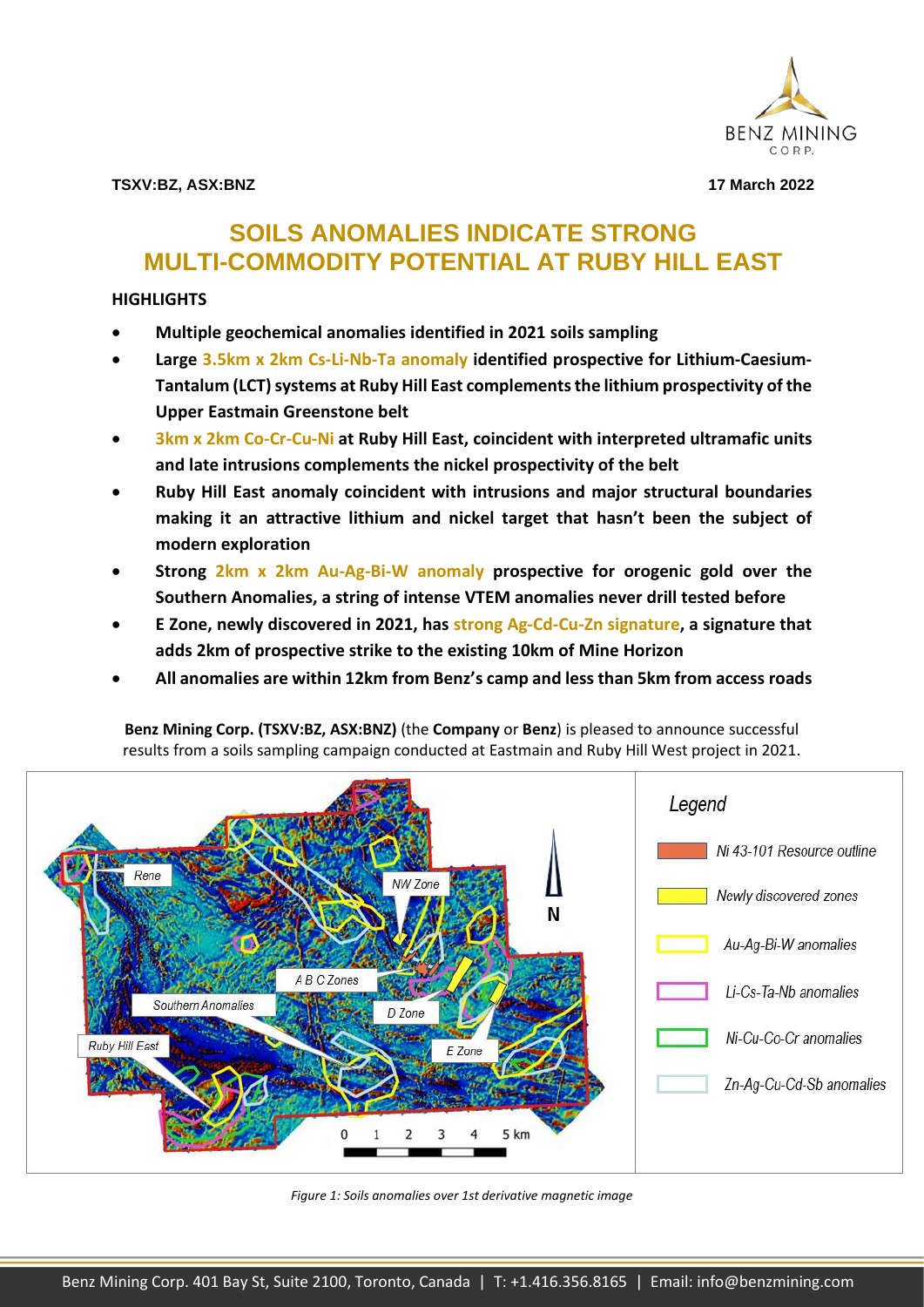TSXV:BZ, ASX:BNZ

17 March 2022

# SOILS ANOMALIES INDICATE STRONG MULTI-COMMODITY POTENTIAL AT RUBY HILL EAST

## HIGHLIGHTS

- **Multiple geochemical anomalies identified in 2021 soils sampling**
- **Large 3.5km x 2km Cs-Li-Nb-Ta anomaly identified prospective for Lithium-Caesium-Tantalum (LCT) systems at Ruby Hill East complements the lithium prospectivity of the Upper Eastmain Greenstone belt**
- **3km x 2km Co-Cr-Cu-Ni at Ruby Hill East, coincident with interpreted ultramafic units and late intrusions complements the nickel prospectivity of the belt**
- **Ruby Hill East anomaly coincident with intrusions and major structural boundaries making it an attractive lithium and nickel target that hasn't been the subject of modern exploration**
- **Strong 2km x 2km Au-Ag-Bi-W anomaly prospective for orogenic gold over the Southern Anomalies, a string of intense VTEM anomalies never drill tested before**
- **E Zone, newly discovered in 2021, has strong Ag-Cd-Cu-Zn signature, a signature that adds 2km of prospective strike to the existing 10km of Mine Horizon**
- **All anomalies are within 12km from Benz's camp and less than 5km from access roads**

**Benz Mining Corp. (TSXV:BZ, ASX:BNZ)** (the **Company** or **Benz**) is pleased to announce successful results from a soils sampling campaign conducted at Eastmain and Ruby Hill West project in 2021.

*Figure 1: Soils anomalies over 1st derivative magnetic image*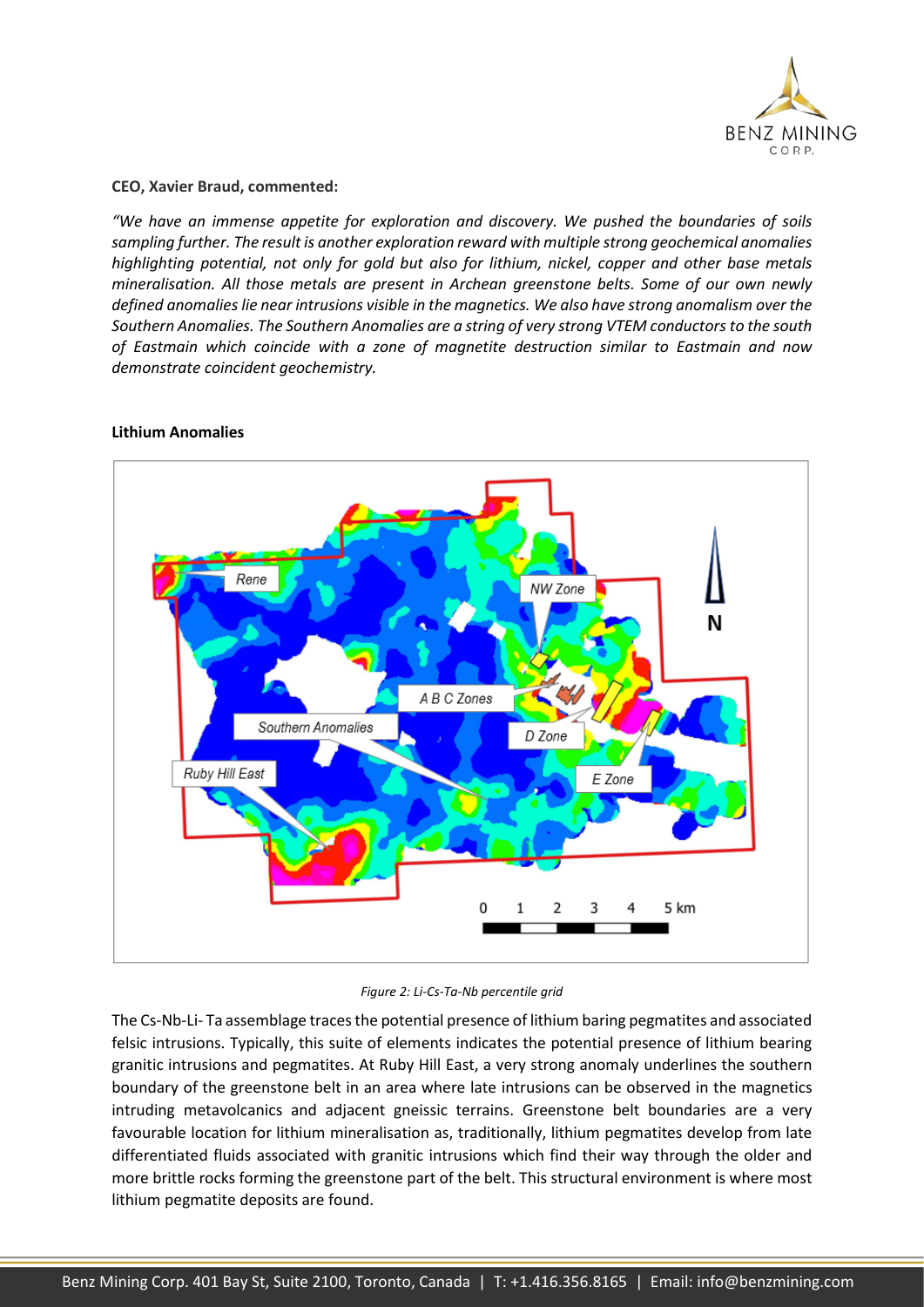**CEO, Xavier Braud, commented:**

*"We have an immense appetite for exploration and discovery. We pushed the boundaries of soils sampling further. The result is another exploration reward with multiple strong geochemical anomalies highlighting potential, not only for gold but also for lithium, nickel, copper and other base metals mineralisation. All those metals are present in Archean greenstone belts. Some of our own newly defined anomalies lie near intrusions visible in the magnetics. We also have strong anomalism over the Southern Anomalies. The Southern Anomalies are a string of very strong VTEM conductors to the south of Eastmain which coincide with a zone of magnetite destruction similar to Eastmain and now demonstrate coincident geochemistry.*

**Lithium Anomalies**

*Figure 2: Li-Cs-Ta-Nb percentile grid*

The Cs-Nb-Li- Ta assemblage traces the potential presence of lithium baring pegmatites and associated felsic intrusions. Typically, this suite of elements indicates the potential presence of lithium bearing granitic intrusions and pegmatites. At Ruby Hill East, a very strong anomaly underlines the southern boundary of the greenstone belt in an area where late intrusions can be observed in the magnetics intruding metavolcanics and adjacent gneissic terrains. Greenstone belt boundaries are a very favourable location for lithium mineralisation as, traditionally, lithium pegmatites develop from late differentiated fluids associated with granitic intrusions which find their way through the older and more brittle rocks forming the greenstone part of the belt. This structural environment is where most lithium pegmatite deposits are found.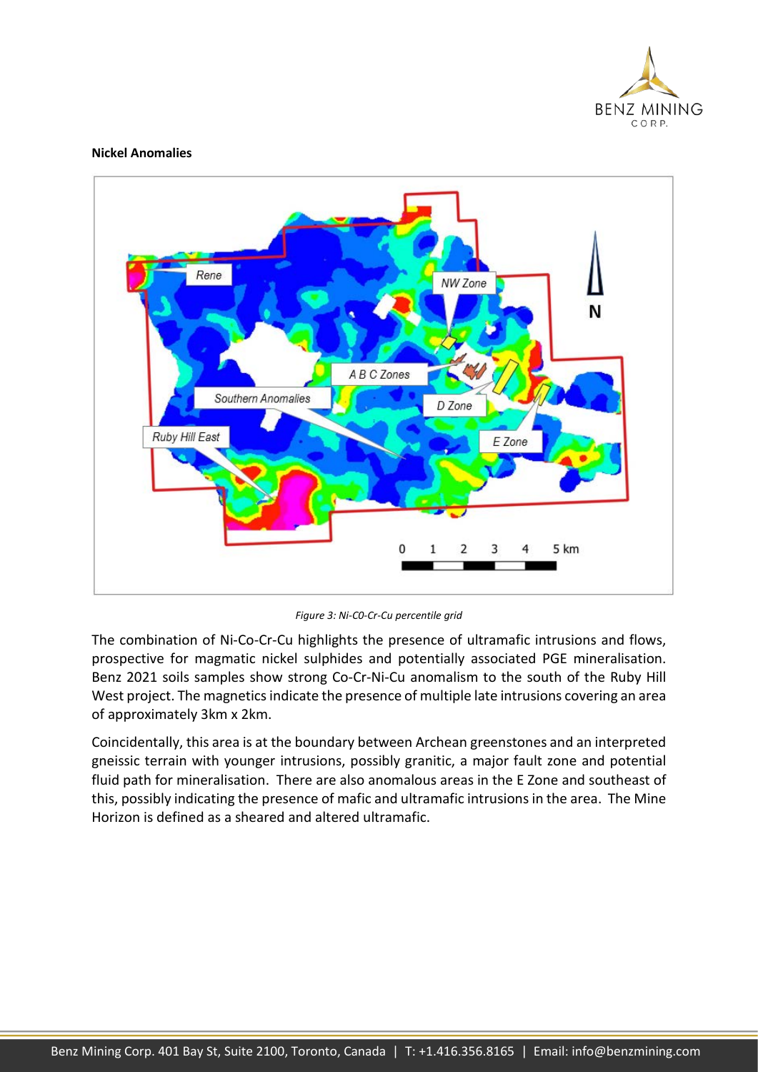**Nickel Anomalies**

*Figure 3: Ni-C0-Cr-Cu percentile grid*

The combination of Ni-Co-Cr-Cu highlights the presence of ultramafic intrusions and flows, prospective for magmatic nickel sulphides and potentially associated PGE mineralisation. Benz 2021 soils samples show strong Co-Cr-Ni-Cu anomalism to the south of the Ruby Hill West project. The magnetics indicate the presence of multiple late intrusions covering an area of approximately 3km x 2km.

Coincidentally, this area is at the boundary between Archean greenstones and an interpreted gneissic terrain with younger intrusions, possibly granitic, a major fault zone and potential fluid path for mineralisation. There are also anomalous areas in the E Zone and southeast of this, possibly indicating the presence of mafic and ultramafic intrusions in the area. The Mine Horizon is defined as a sheared and altered ultramafic.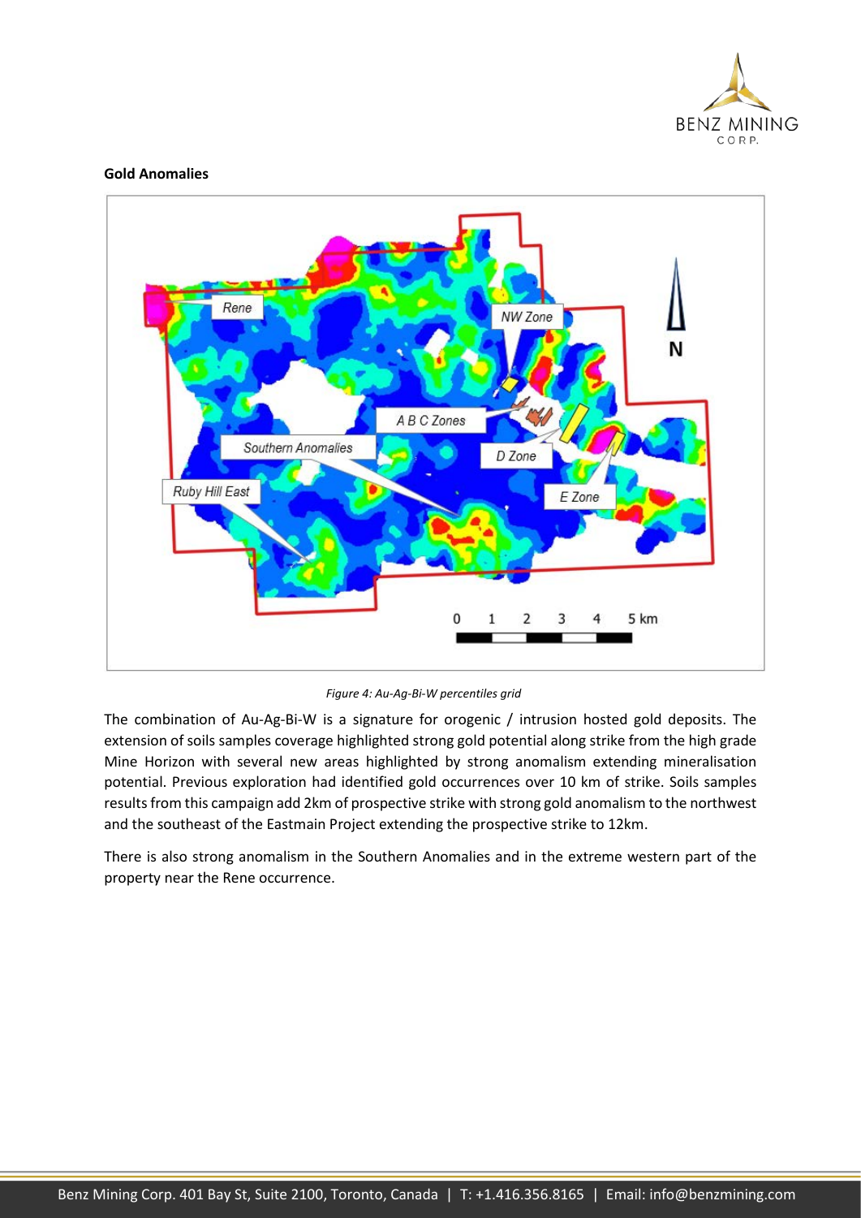**Gold Anomalies**

*Figure 4: Au-Ag-Bi-W percentiles grid*

The combination of Au-Ag-Bi-W is a signature for orogenic / intrusion hosted gold deposits. The extension of soils samples coverage highlighted strong gold potential along strike from the high grade Mine Horizon with several new areas highlighted by strong anomalism extending mineralisation potential. Previous exploration had identified gold occurrences over 10 km of strike. Soils samples results from this campaign add 2km of prospective strike with strong gold anomalism to the northwest and the southeast of the Eastmain Project extending the prospective strike to 12km.

There is also strong anomalism in the Southern Anomalies and in the extreme western part of the property near the Rene occurrence.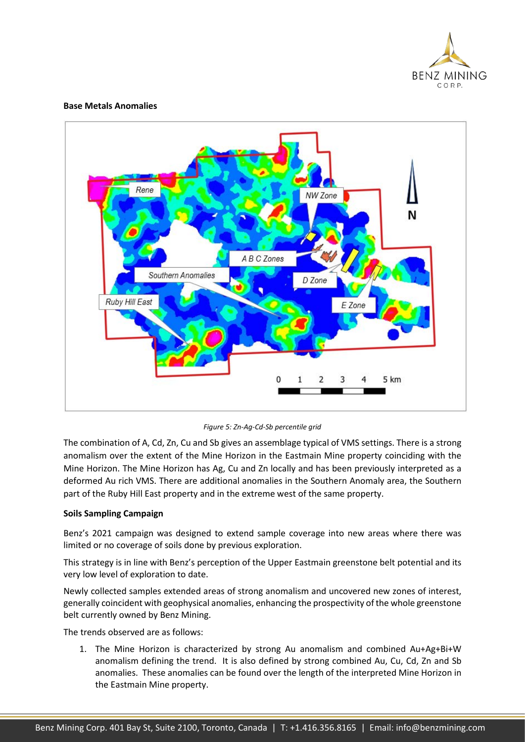**Base Metals Anomalies**

*Figure 5: Zn-Ag-Cd-Sb percentile grid*

The combination of A, Cd, Zn, Cu and Sb gives an assemblage typical of VMS settings. There is a strong anomalism over the extent of the Mine Horizon in the Eastmain Mine property coinciding with the Mine Horizon. The Mine Horizon has Ag, Cu and Zn locally and has been previously interpreted as a deformed Au rich VMS. There are additional anomalies in the Southern Anomaly area, the Southern part of the Ruby Hill East property and in the extreme west of the same property.

**Soils Sampling Campaign**

Benz's 2021 campaign was designed to extend sample coverage into new areas where there was limited or no coverage of soils done by previous exploration.

This strategy is in line with Benz's perception of the Upper Eastmain greenstone belt potential and its very low level of exploration to date.

Newly collected samples extended areas of strong anomalism and uncovered new zones of interest, generally coincident with geophysical anomalies, enhancing the prospectivity of the whole greenstone belt currently owned by Benz Mining.

The trends observed are as follows:

1. The Mine Horizon is characterized by strong Au anomalism and combined Au+Ag+Bi+W anomalism defining the trend. It is also defined by strong combined Au, Cu, Cd, Zn and Sb anomalies. These anomalies can be found over the length of the interpreted Mine Horizon in the Eastmain Mine property.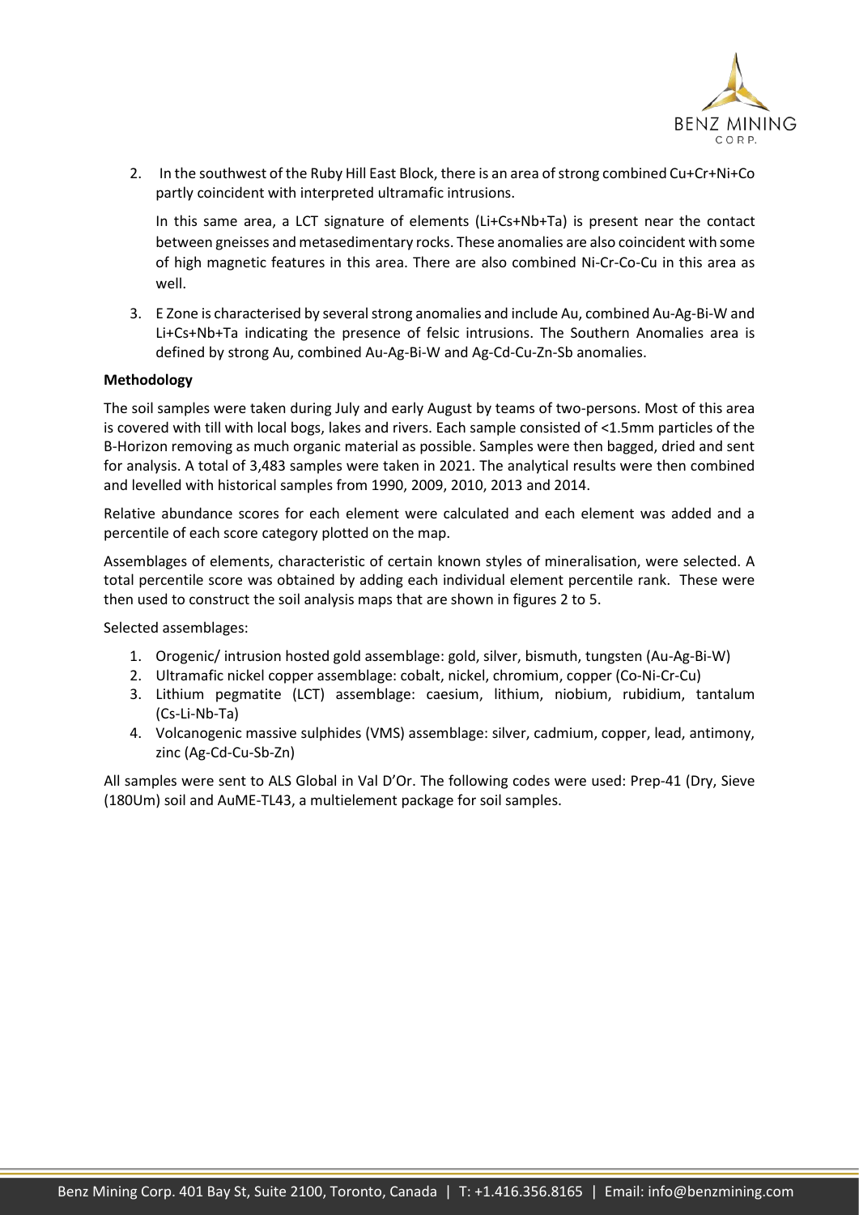2. In the southwest of the Ruby Hill East Block, there is an area of strong combined Cu+Cr+Ni+Co partly coincident with interpreted ultramafic intrusions.

   In this same area, a LCT signature of elements (Li+Cs+Nb+Ta) is present near the contact between gneisses and metasedimentary rocks. These anomalies are also coincident with some of high magnetic features in this area. There are also combined Ni-Cr-Co-Cu in this area as well.

3. E Zone is characterised by several strong anomalies and include Au, combined Au-Ag-Bi-W and Li+Cs+Nb+Ta indicating the presence of felsic intrusions. The Southern Anomalies area is defined by strong Au, combined Au-Ag-Bi-W and Ag-Cd-Cu-Zn-Sb anomalies.

**Methodology**

The soil samples were taken during July and early August by teams of two-persons. Most of this area is covered with till with local bogs, lakes and rivers. Each sample consisted of <1.5mm particles of the B-Horizon removing as much organic material as possible. Samples were then bagged, dried and sent for analysis. A total of 3,483 samples were taken in 2021. The analytical results were then combined and levelled with historical samples from 1990, 2009, 2010, 2013 and 2014.

Relative abundance scores for each element were calculated and each element was added and a percentile of each score category plotted on the map.

Assemblages of elements, characteristic of certain known styles of mineralisation, were selected. A total percentile score was obtained by adding each individual element percentile rank. These were then used to construct the soil analysis maps that are shown in figures 2 to 5.

Selected assemblages:

1. Orogenic/ intrusion hosted gold assemblage: gold, silver, bismuth, tungsten (Au-Ag-Bi-W)
2. Ultramafic nickel copper assemblage: cobalt, nickel, chromium, copper (Co-Ni-Cr-Cu)
3. Lithium pegmatite (LCT) assemblage: caesium, lithium, niobium, rubidium, tantalum (Cs-Li-Nb-Ta)
4. Volcanogenic massive sulphides (VMS) assemblage: silver, cadmium, copper, lead, antimony, zinc (Ag-Cd-Cu-Sb-Zn)

All samples were sent to ALS Global in Val D'Or. The following codes were used: Prep-41 (Dry, Sieve (180Um) soil and AuME-TL43, a multielement package for soil samples.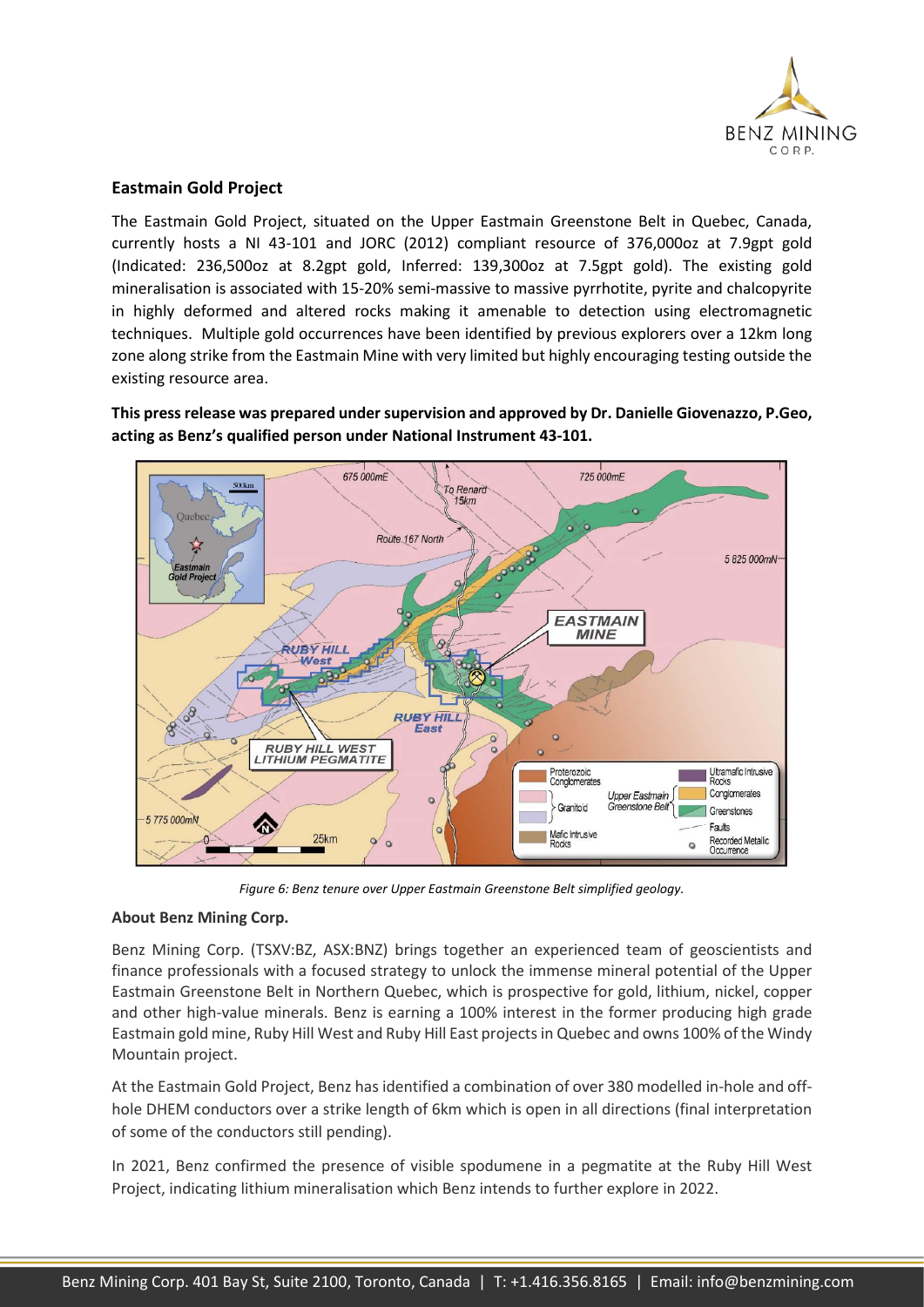## Eastmain Gold Project

The Eastmain Gold Project, situated on the Upper Eastmain Greenstone Belt in Quebec, Canada, currently hosts a NI 43-101 and JORC (2012) compliant resource of 376,000oz at 7.9gpt gold (Indicated: 236,500oz at 8.2gpt gold, Inferred: 139,300oz at 7.5gpt gold). The existing gold mineralisation is associated with 15-20% semi-massive to massive pyrrhotite, pyrite and chalcopyrite in highly deformed and altered rocks making it amenable to detection using electromagnetic techniques. Multiple gold occurrences have been identified by previous explorers over a 12km long zone along strike from the Eastmain Mine with very limited but highly encouraging testing outside the existing resource area.

**This press release was prepared under supervision and approved by Dr. Danielle Giovenazzo, P.Geo, acting as Benz's qualified person under National Instrument 43-101.**

*Figure 6: Benz tenure over Upper Eastmain Greenstone Belt simplified geology.*

### About Benz Mining Corp.

Benz Mining Corp. (TSXV:BZ, ASX:BNZ) brings together an experienced team of geoscientists and finance professionals with a focused strategy to unlock the immense mineral potential of the Upper Eastmain Greenstone Belt in Northern Quebec, which is prospective for gold, lithium, nickel, copper and other high-value minerals. Benz is earning a 100% interest in the former producing high grade Eastmain gold mine, Ruby Hill West and Ruby Hill East projects in Quebec and owns 100% of the Windy Mountain project.

At the Eastmain Gold Project, Benz has identified a combination of over 380 modelled in-hole and off-hole DHEM conductors over a strike length of 6km which is open in all directions (final interpretation of some of the conductors still pending).

In 2021, Benz confirmed the presence of visible spodumene in a pegmatite at the Ruby Hill West Project, indicating lithium mineralisation which Benz intends to further explore in 2022.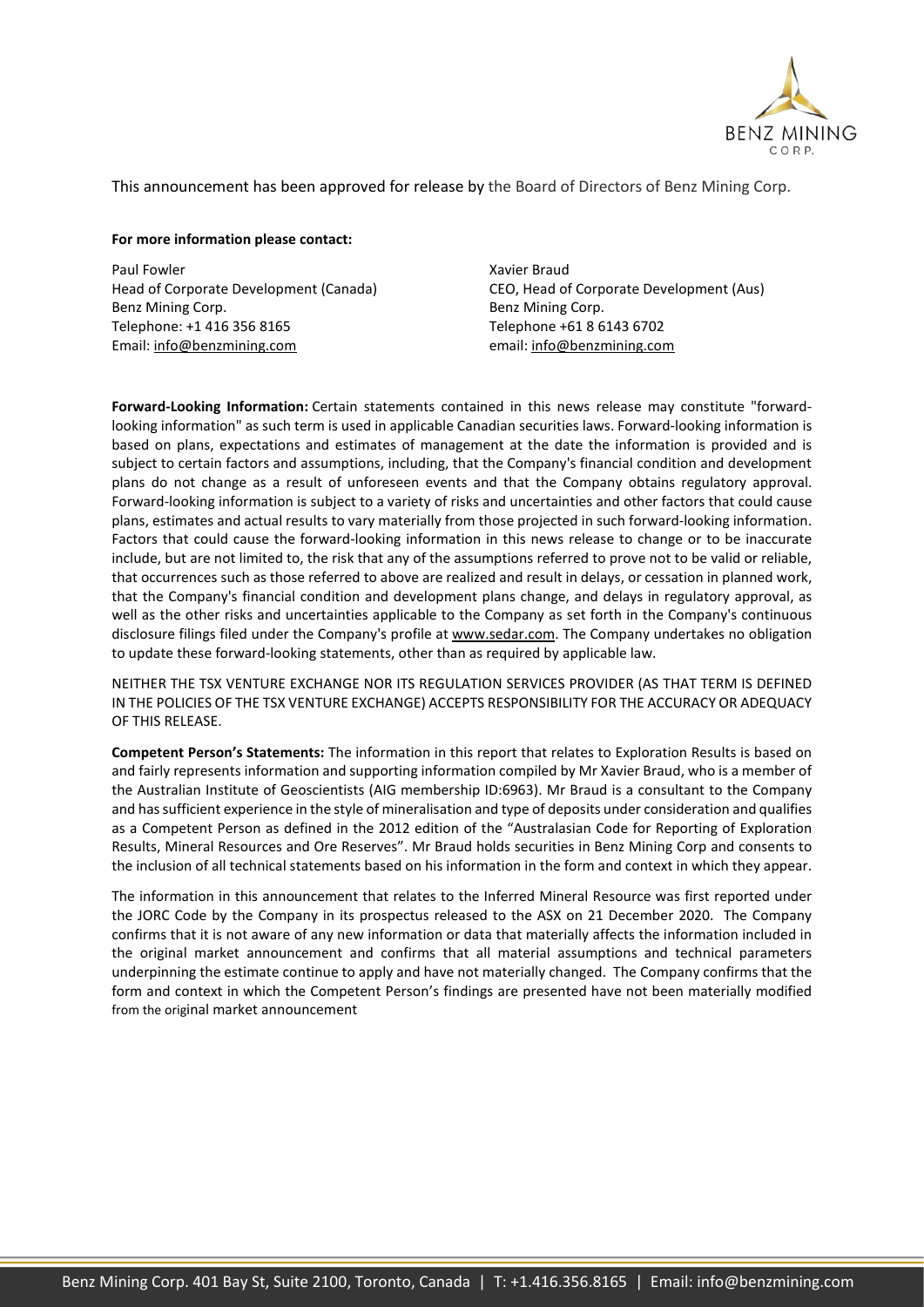This announcement has been approved for release by the Board of Directors of Benz Mining Corp.

**For more information please contact:**

Paul Fowler
Head of Corporate Development (Canada)
Benz Mining Corp.
Telephone: +1 416 356 8165
Email: info@benzmining.com

Xavier Braud
CEO, Head of Corporate Development (Aus)
Benz Mining Corp.
Telephone +61 8 6143 6702
email: info@benzmining.com

**Forward-Looking Information:** Certain statements contained in this news release may constitute "forward-looking information" as such term is used in applicable Canadian securities laws. Forward-looking information is based on plans, expectations and estimates of management at the date the information is provided and is subject to certain factors and assumptions, including, that the Company's financial condition and development plans do not change as a result of unforeseen events and that the Company obtains regulatory approval. Forward-looking information is subject to a variety of risks and uncertainties and other factors that could cause plans, estimates and actual results to vary materially from those projected in such forward-looking information. Factors that could cause the forward-looking information in this news release to change or to be inaccurate include, but are not limited to, the risk that any of the assumptions referred to prove not to be valid or reliable, that occurrences such as those referred to above are realized and result in delays, or cessation in planned work, that the Company's financial condition and development plans change, and delays in regulatory approval, as well as the other risks and uncertainties applicable to the Company as set forth in the Company's continuous disclosure filings filed under the Company's profile at www.sedar.com. The Company undertakes no obligation to update these forward-looking statements, other than as required by applicable law.

NEITHER THE TSX VENTURE EXCHANGE NOR ITS REGULATION SERVICES PROVIDER (AS THAT TERM IS DEFINED IN THE POLICIES OF THE TSX VENTURE EXCHANGE) ACCEPTS RESPONSIBILITY FOR THE ACCURACY OR ADEQUACY OF THIS RELEASE.

**Competent Person's Statements:** The information in this report that relates to Exploration Results is based on and fairly represents information and supporting information compiled by Mr Xavier Braud, who is a member of the Australian Institute of Geoscientists (AIG membership ID:6963). Mr Braud is a consultant to the Company and has sufficient experience in the style of mineralisation and type of deposits under consideration and qualifies as a Competent Person as defined in the 2012 edition of the "Australasian Code for Reporting of Exploration Results, Mineral Resources and Ore Reserves". Mr Braud holds securities in Benz Mining Corp and consents to the inclusion of all technical statements based on his information in the form and context in which they appear.

The information in this announcement that relates to the Inferred Mineral Resource was first reported under the JORC Code by the Company in its prospectus released to the ASX on 21 December 2020. The Company confirms that it is not aware of any new information or data that materially affects the information included in the original market announcement and confirms that all material assumptions and technical parameters underpinning the estimate continue to apply and have not materially changed. The Company confirms that the form and context in which the Competent Person's findings are presented have not been materially modified from the original market announcement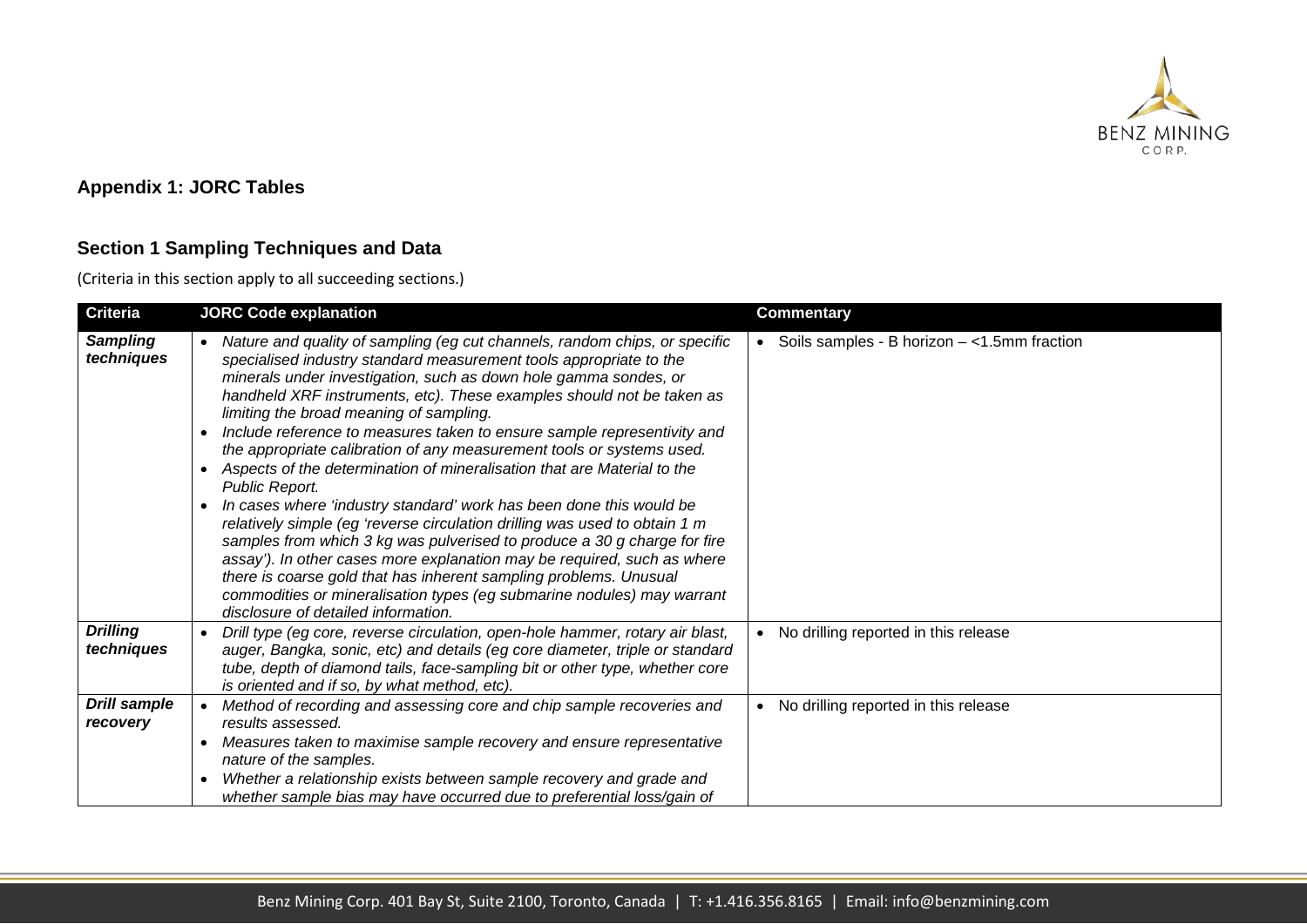## Appendix 1: JORC Tables

### Section 1 Sampling Techniques and Data

(Criteria in this section apply to all succeeding sections.)

| Criteria | JORC Code explanation | Commentary |
|---|---|---|
| ***Sampling techniques*** | • *Nature and quality of sampling (eg cut channels, random chips, or specific specialised industry standard measurement tools appropriate to the minerals under investigation, such as down hole gamma sondes, or handheld XRF instruments, etc). These examples should not be taken as limiting the broad meaning of sampling.*<br>• *Include reference to measures taken to ensure sample representivity and the appropriate calibration of any measurement tools or systems used.*<br>• *Aspects of the determination of mineralisation that are Material to the Public Report.*<br>• *In cases where 'industry standard' work has been done this would be relatively simple (eg 'reverse circulation drilling was used to obtain 1 m samples from which 3 kg was pulverised to produce a 30 g charge for fire assay'). In other cases more explanation may be required, such as where there is coarse gold that has inherent sampling problems. Unusual commodities or mineralisation types (eg submarine nodules) may warrant disclosure of detailed information.* | • Soils samples - B horizon – <1.5mm fraction |
| ***Drilling techniques*** | • *Drill type (eg core, reverse circulation, open-hole hammer, rotary air blast, auger, Bangka, sonic, etc) and details (eg core diameter, triple or standard tube, depth of diamond tails, face-sampling bit or other type, whether core is oriented and if so, by what method, etc).* | • No drilling reported in this release |
| ***Drill sample recovery*** | • *Method of recording and assessing core and chip sample recoveries and results assessed.*<br>• *Measures taken to maximise sample recovery and ensure representative nature of the samples.*<br>• *Whether a relationship exists between sample recovery and grade and whether sample bias may have occurred due to preferential loss/gain of* | • No drilling reported in this release |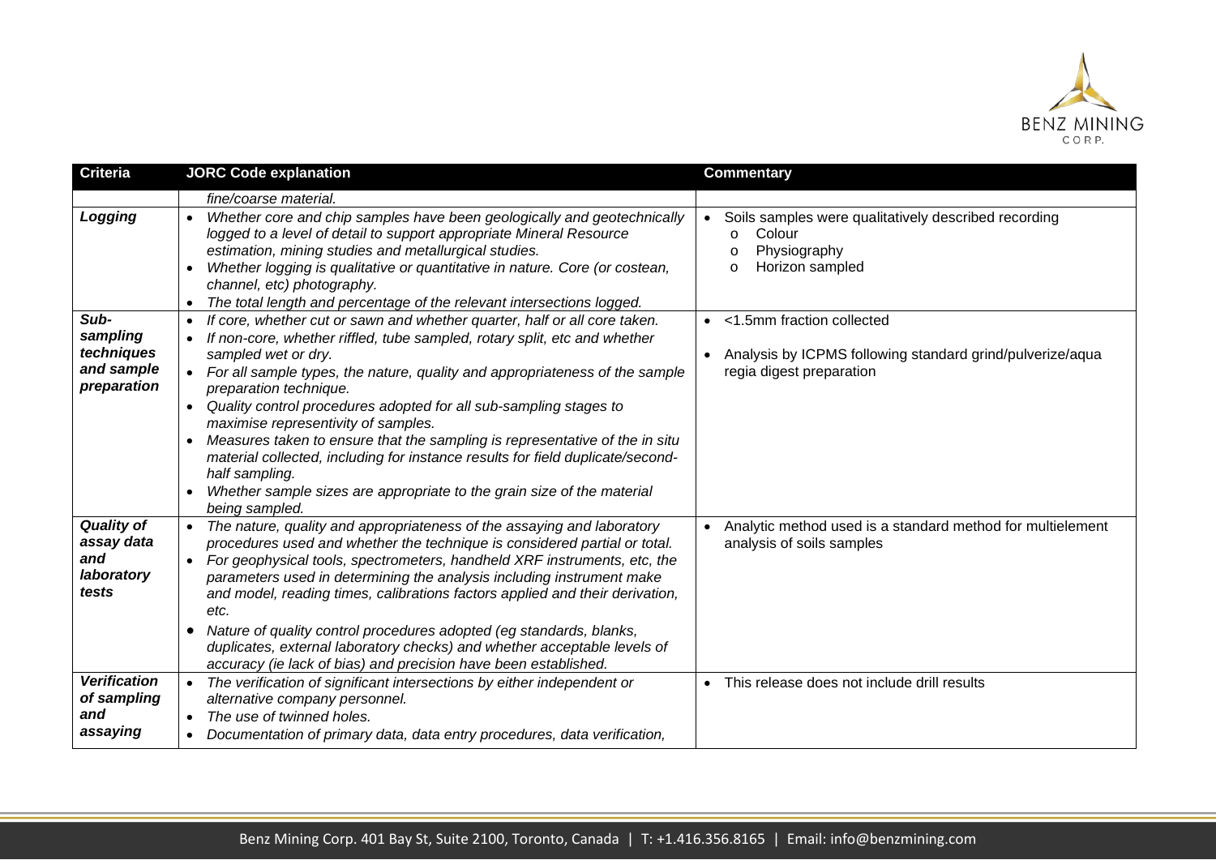| Criteria | JORC Code explanation | Commentary |
|---|---|---|
| | *fine/coarse material.* | |
| ***Logging*** | • *Whether core and chip samples have been geologically and geotechnically logged to a level of detail to support appropriate Mineral Resource estimation, mining studies and metallurgical studies.*<br>• *Whether logging is qualitative or quantitative in nature. Core (or costean, channel, etc) photography.*<br>• *The total length and percentage of the relevant intersections logged.* | • Soils samples were qualitatively described recording<br>  o Colour<br>  o Physiography<br>  o Horizon sampled |
| ***Sub-sampling techniques and sample preparation*** | • *If core, whether cut or sawn and whether quarter, half or all core taken.*<br>• *If non-core, whether riffled, tube sampled, rotary split, etc and whether sampled wet or dry.*<br>• *For all sample types, the nature, quality and appropriateness of the sample preparation technique.*<br>• *Quality control procedures adopted for all sub-sampling stages to maximise representivity of samples.*<br>• *Measures taken to ensure that the sampling is representative of the in situ material collected, including for instance results for field duplicate/second-half sampling.*<br>• *Whether sample sizes are appropriate to the grain size of the material being sampled.* | • <1.5mm fraction collected<br>• Analysis by ICPMS following standard grind/pulverize/aqua regia digest preparation |
| ***Quality of assay data and laboratory tests*** | • *The nature, quality and appropriateness of the assaying and laboratory procedures used and whether the technique is considered partial or total.*<br>• *For geophysical tools, spectrometers, handheld XRF instruments, etc, the parameters used in determining the analysis including instrument make and model, reading times, calibrations factors applied and their derivation, etc.*<br>• *Nature of quality control procedures adopted (eg standards, blanks, duplicates, external laboratory checks) and whether acceptable levels of accuracy (ie lack of bias) and precision have been established.* | • Analytic method used is a standard method for multielement analysis of soils samples |
| ***Verification of sampling and assaying*** | • *The verification of significant intersections by either independent or alternative company personnel.*<br>• *The use of twinned holes.*<br>• *Documentation of primary data, data entry procedures, data verification,* | • This release does not include drill results |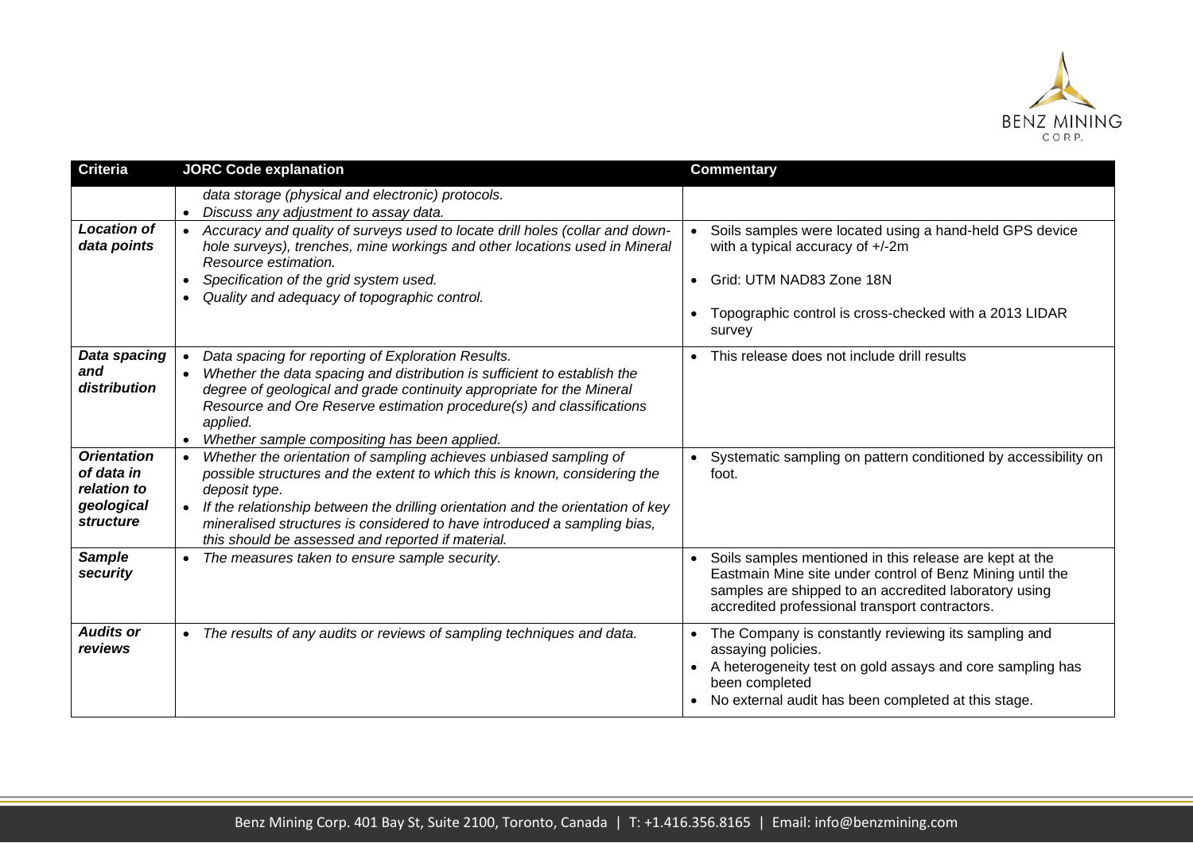| Criteria | JORC Code explanation | Commentary |
|---|---|---|
| | *data storage (physical and electronic) protocols.*<br>• *Discuss any adjustment to assay data.* | |
| ***Location of data points*** | • *Accuracy and quality of surveys used to locate drill holes (collar and down-hole surveys), trenches, mine workings and other locations used in Mineral Resource estimation.*<br>• *Specification of the grid system used.*<br>• *Quality and adequacy of topographic control.* | • Soils samples were located using a hand-held GPS device with a typical accuracy of +/-2m<br>• Grid: UTM NAD83 Zone 18N<br>• Topographic control is cross-checked with a 2013 LIDAR survey |
| ***Data spacing and distribution*** | • *Data spacing for reporting of Exploration Results.*<br>• *Whether the data spacing and distribution is sufficient to establish the degree of geological and grade continuity appropriate for the Mineral Resource and Ore Reserve estimation procedure(s) and classifications applied.*<br>• *Whether sample compositing has been applied.* | • This release does not include drill results |
| ***Orientation of data in relation to geological structure*** | • *Whether the orientation of sampling achieves unbiased sampling of possible structures and the extent to which this is known, considering the deposit type.*<br>• *If the relationship between the drilling orientation and the orientation of key mineralised structures is considered to have introduced a sampling bias, this should be assessed and reported if material.* | • Systematic sampling on pattern conditioned by accessibility on foot. |
| ***Sample security*** | • *The measures taken to ensure sample security.* | • Soils samples mentioned in this release are kept at the Eastmain Mine site under control of Benz Mining until the samples are shipped to an accredited laboratory using accredited professional transport contractors. |
| ***Audits or reviews*** | • *The results of any audits or reviews of sampling techniques and data.* | • The Company is constantly reviewing its sampling and assaying policies.<br>• A heterogeneity test on gold assays and core sampling has been completed<br>• No external audit has been completed at this stage. |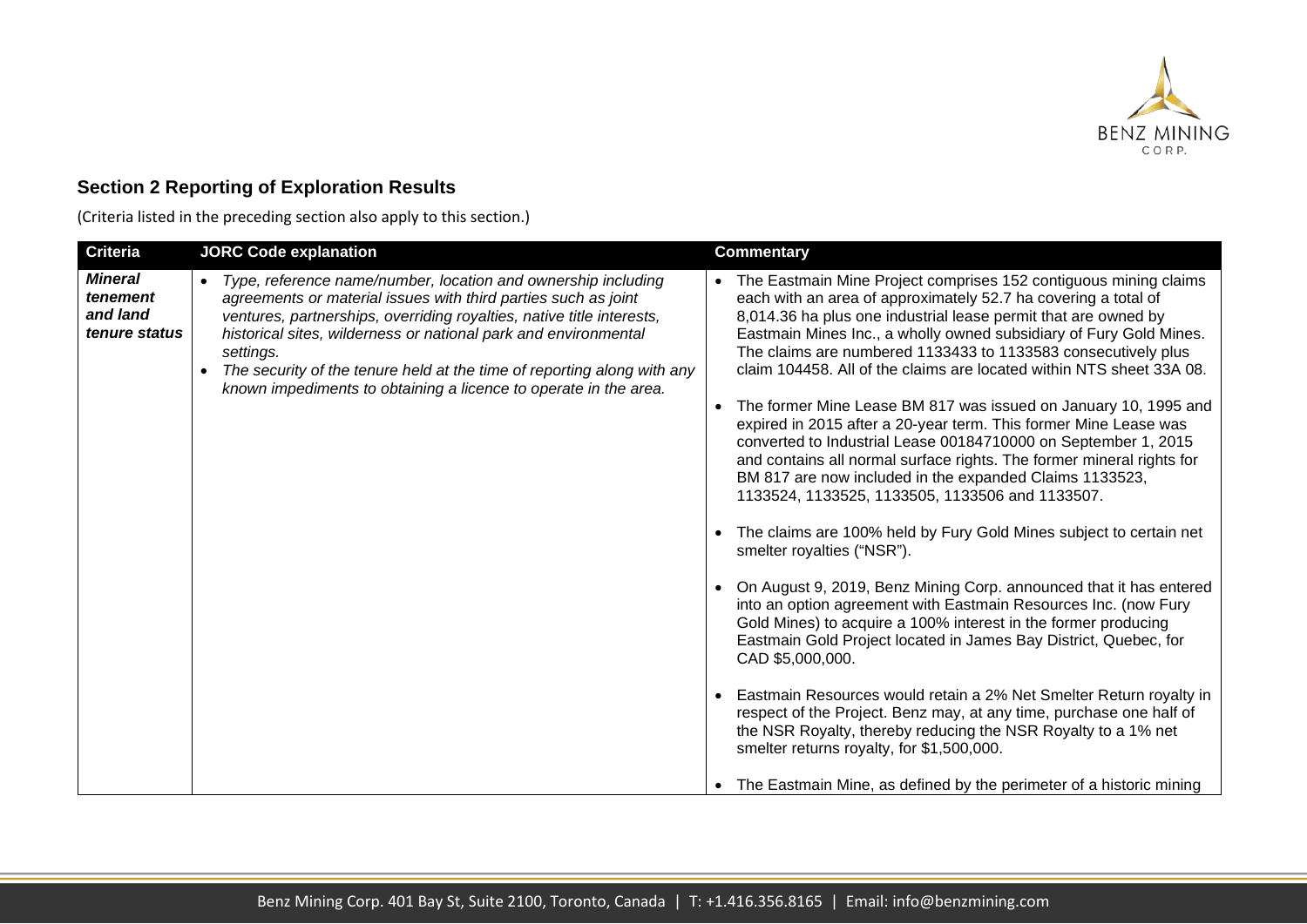## Section 2 Reporting of Exploration Results

(Criteria listed in the preceding section also apply to this section.)

| Criteria | JORC Code explanation | Commentary |
|---|---|---|
| ***Mineral tenement and land tenure status*** | • *Type, reference name/number, location and ownership including agreements or material issues with third parties such as joint ventures, partnerships, overriding royalties, native title interests, historical sites, wilderness or national park and environmental settings.*<br>• *The security of the tenure held at the time of reporting along with any known impediments to obtaining a licence to operate in the area.* | • The Eastmain Mine Project comprises 152 contiguous mining claims each with an area of approximately 52.7 ha covering a total of 8,014.36 ha plus one industrial lease permit that are owned by Eastmain Mines Inc., a wholly owned subsidiary of Fury Gold Mines. The claims are numbered 1133433 to 1133583 consecutively plus claim 104458. All of the claims are located within NTS sheet 33A 08.<br>• The former Mine Lease BM 817 was issued on January 10, 1995 and expired in 2015 after a 20-year term. This former Mine Lease was converted to Industrial Lease 00184710000 on September 1, 2015 and contains all normal surface rights. The former mineral rights for BM 817 are now included in the expanded Claims 1133523, 1133524, 1133525, 1133505, 1133506 and 1133507.<br>• The claims are 100% held by Fury Gold Mines subject to certain net smelter royalties ("NSR").<br>• On August 9, 2019, Benz Mining Corp. announced that it has entered into an option agreement with Eastmain Resources Inc. (now Fury Gold Mines) to acquire a 100% interest in the former producing Eastmain Gold Project located in James Bay District, Quebec, for CAD $5,000,000.<br>• Eastmain Resources would retain a 2% Net Smelter Return royalty in respect of the Project. Benz may, at any time, purchase one half of the NSR Royalty, thereby reducing the NSR Royalty to a 1% net smelter returns royalty, for $1,500,000.<br>• The Eastmain Mine, as defined by the perimeter of a historic mining |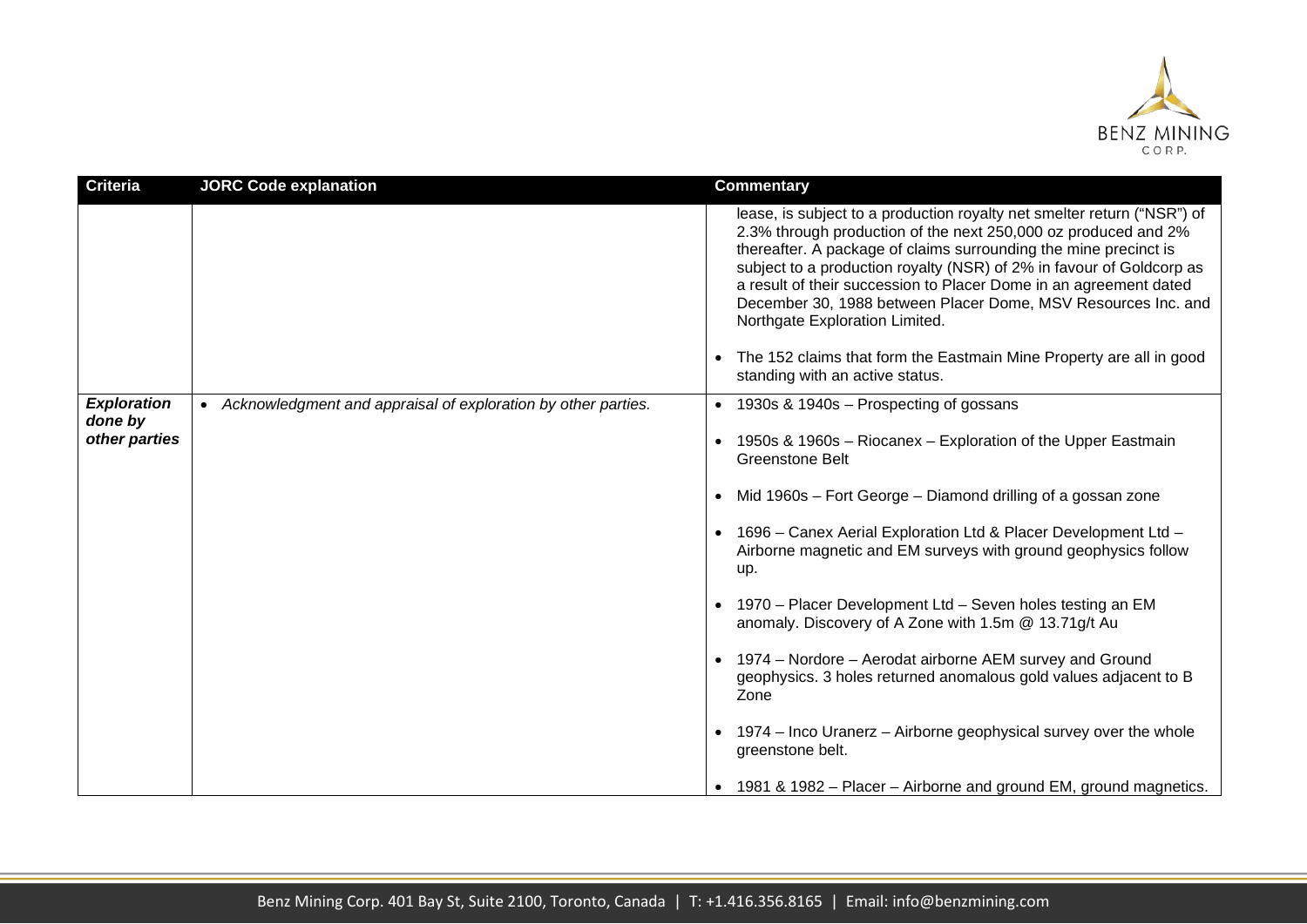| Criteria | JORC Code explanation | Commentary |
|---|---|---|
| | | lease, is subject to a production royalty net smelter return ("NSR") of 2.3% through production of the next 250,000 oz produced and 2% thereafter. A package of claims surrounding the mine precinct is subject to a production royalty (NSR) of 2% in favour of Goldcorp as a result of their succession to Placer Dome in an agreement dated December 30, 1988 between Placer Dome, MSV Resources Inc. and Northgate Exploration Limited.<br><br>• The 152 claims that form the Eastmain Mine Property are all in good standing with an active status. |
| ***Exploration done by other parties*** | • *Acknowledgment and appraisal of exploration by other parties.* | • 1930s & 1940s – Prospecting of gossans<br><br>• 1950s & 1960s – Riocanex – Exploration of the Upper Eastmain Greenstone Belt<br><br>• Mid 1960s – Fort George – Diamond drilling of a gossan zone<br><br>• 1696 – Canex Aerial Exploration Ltd & Placer Development Ltd – Airborne magnetic and EM surveys with ground geophysics follow up.<br><br>• 1970 – Placer Development Ltd – Seven holes testing an EM anomaly. Discovery of A Zone with 1.5m @ 13.71g/t Au<br><br>• 1974 – Nordore – Aerodat airborne AEM survey and Ground geophysics. 3 holes returned anomalous gold values adjacent to B Zone<br><br>• 1974 – Inco Uranerz – Airborne geophysical survey over the whole greenstone belt.<br><br>• 1981 & 1982 – Placer – Airborne and ground EM, ground magnetics. |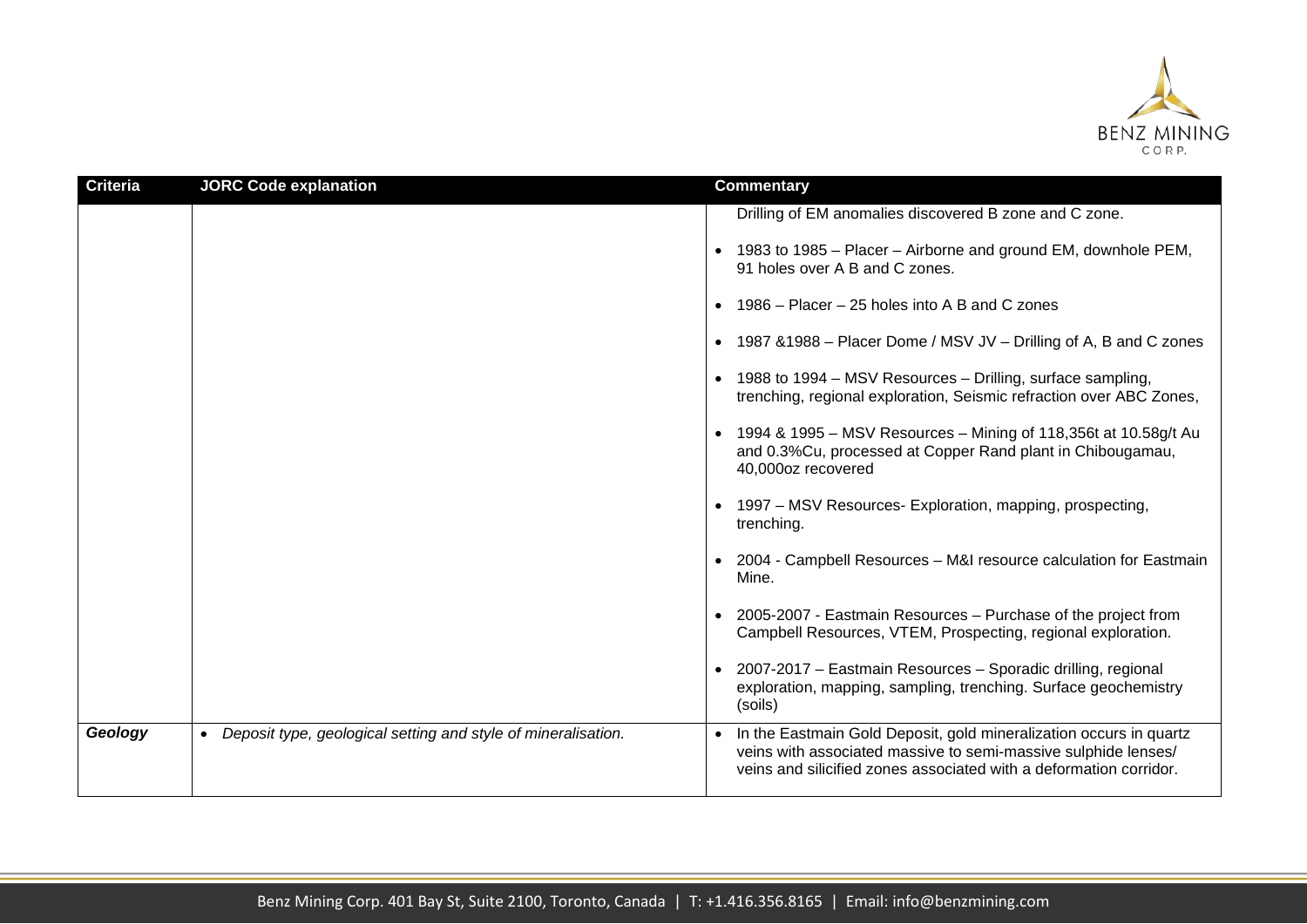| Criteria | JORC Code explanation | Commentary |
| --- | --- | --- |
| | | Drilling of EM anomalies discovered B zone and C zone.<br>• 1983 to 1985 – Placer – Airborne and ground EM, downhole PEM, 91 holes over A B and C zones.<br>• 1986 – Placer – 25 holes into A B and C zones<br>• 1987 &1988 – Placer Dome / MSV JV – Drilling of A, B and C zones<br>• 1988 to 1994 – MSV Resources – Drilling, surface sampling, trenching, regional exploration, Seismic refraction over ABC Zones,<br>• 1994 & 1995 – MSV Resources – Mining of 118,356t at 10.58g/t Au and 0.3%Cu, processed at Copper Rand plant in Chibougamau, 40,000oz recovered<br>• 1997 – MSV Resources- Exploration, mapping, prospecting, trenching.<br>• 2004 - Campbell Resources – M&I resource calculation for Eastmain Mine.<br>• 2005-2007 - Eastmain Resources – Purchase of the project from Campbell Resources, VTEM, Prospecting, regional exploration.<br>• 2007-2017 – Eastmain Resources – Sporadic drilling, regional exploration, mapping, sampling, trenching. Surface geochemistry (soils) |
| ***Geology*** | • *Deposit type, geological setting and style of mineralisation.* | • In the Eastmain Gold Deposit, gold mineralization occurs in quartz veins with associated massive to semi-massive sulphide lenses/ veins and silicified zones associated with a deformation corridor. |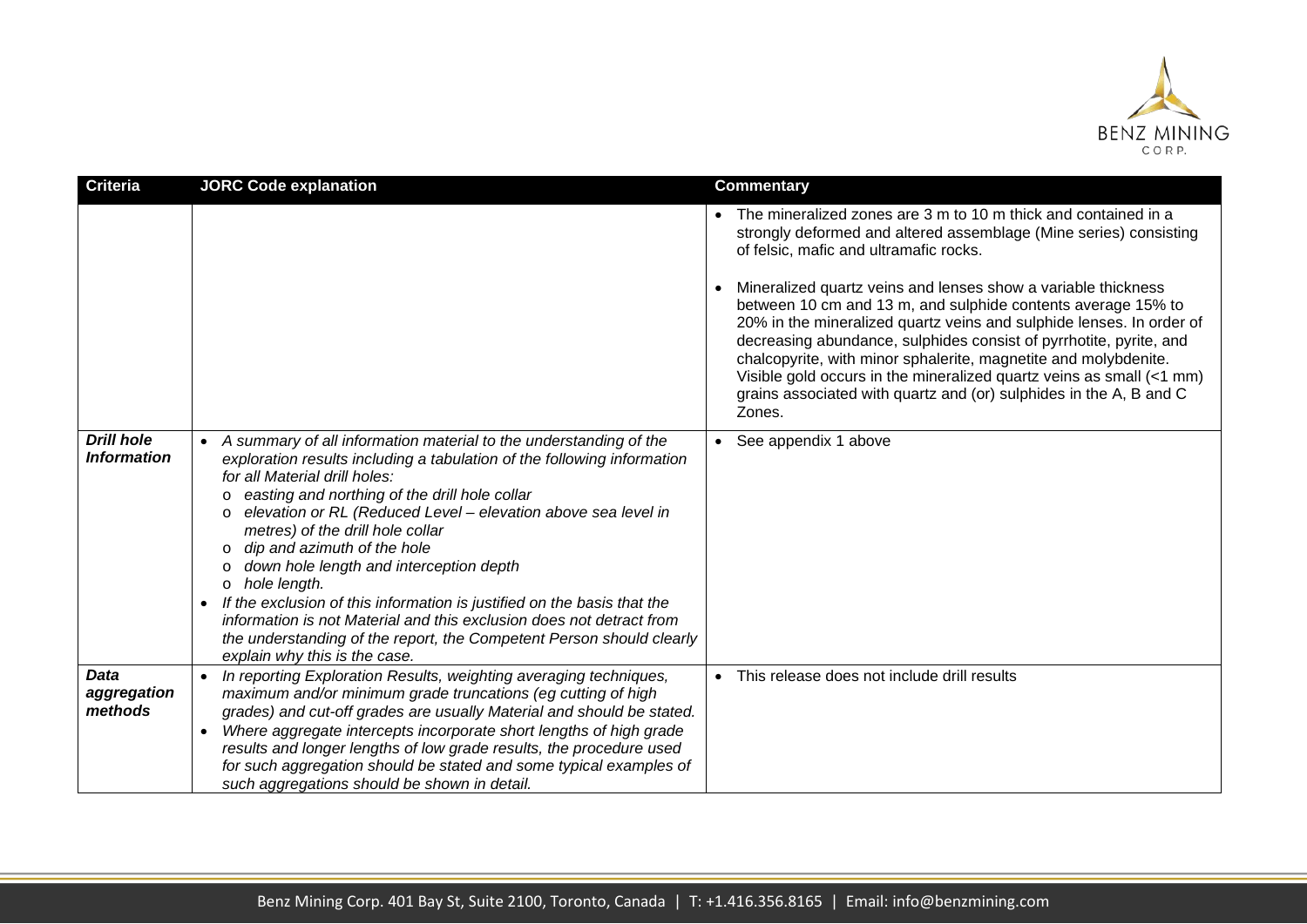| Criteria | JORC Code explanation | Commentary |
|---|---|---|
| | | • The mineralized zones are 3 m to 10 m thick and contained in a strongly deformed and altered assemblage (Mine series) consisting of felsic, mafic and ultramafic rocks.<br><br>• Mineralized quartz veins and lenses show a variable thickness between 10 cm and 13 m, and sulphide contents average 15% to 20% in the mineralized quartz veins and sulphide lenses. In order of decreasing abundance, sulphides consist of pyrrhotite, pyrite, and chalcopyrite, with minor sphalerite, magnetite and molybdenite. Visible gold occurs in the mineralized quartz veins as small (<1 mm) grains associated with quartz and (or) sulphides in the A, B and C Zones. |
| ***Drill hole Information*** | • *A summary of all information material to the understanding of the exploration results including a tabulation of the following information for all Material drill holes:*<br>o *easting and northing of the drill hole collar*<br>o *elevation or RL (Reduced Level – elevation above sea level in metres) of the drill hole collar*<br>o *dip and azimuth of the hole*<br>o *down hole length and interception depth*<br>o *hole length.*<br>• *If the exclusion of this information is justified on the basis that the information is not Material and this exclusion does not detract from the understanding of the report, the Competent Person should clearly explain why this is the case.* | • See appendix 1 above |
| ***Data aggregation methods*** | • *In reporting Exploration Results, weighting averaging techniques, maximum and/or minimum grade truncations (eg cutting of high grades) and cut-off grades are usually Material and should be stated.*<br>• *Where aggregate intercepts incorporate short lengths of high grade results and longer lengths of low grade results, the procedure used for such aggregation should be stated and some typical examples of such aggregations should be shown in detail.* | • This release does not include drill results |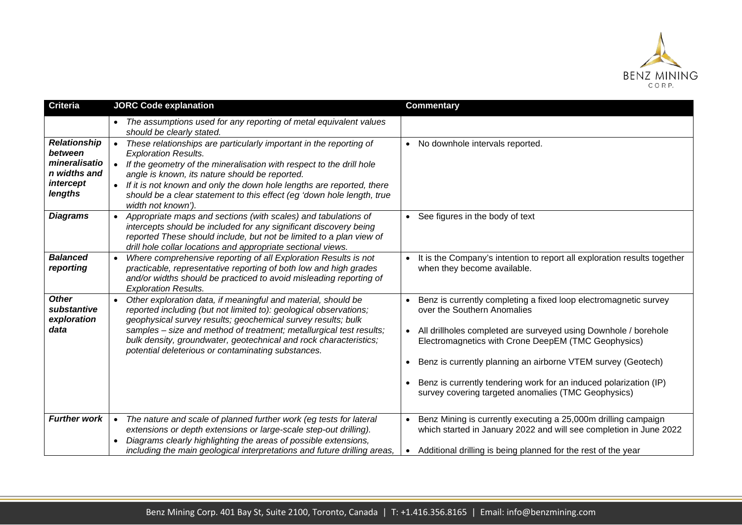| Criteria | JORC Code explanation | Commentary |
|---|---|---|
| | • *The assumptions used for any reporting of metal equivalent values should be clearly stated.* | |
| ***Relationship between mineralisation widths and intercept lengths*** | • *These relationships are particularly important in the reporting of Exploration Results.*<br>• *If the geometry of the mineralisation with respect to the drill hole angle is known, its nature should be reported.*<br>• *If it is not known and only the down hole lengths are reported, there should be a clear statement to this effect (eg 'down hole length, true width not known').* | • No downhole intervals reported. |
| ***Diagrams*** | • *Appropriate maps and sections (with scales) and tabulations of intercepts should be included for any significant discovery being reported These should include, but not be limited to a plan view of drill hole collar locations and appropriate sectional views.* | • See figures in the body of text |
| ***Balanced reporting*** | • *Where comprehensive reporting of all Exploration Results is not practicable, representative reporting of both low and high grades and/or widths should be practiced to avoid misleading reporting of Exploration Results.* | • It is the Company's intention to report all exploration results together when they become available. |
| ***Other substantive exploration data*** | • *Other exploration data, if meaningful and material, should be reported including (but not limited to): geological observations; geophysical survey results; geochemical survey results; bulk samples – size and method of treatment; metallurgical test results; bulk density, groundwater, geotechnical and rock characteristics; potential deleterious or contaminating substances.* | • Benz is currently completing a fixed loop electromagnetic survey over the Southern Anomalies<br>• All drillholes completed are surveyed using Downhole / borehole Electromagnetics with Crone DeepEM (TMC Geophysics)<br>• Benz is currently planning an airborne VTEM survey (Geotech)<br>• Benz is currently tendering work for an induced polarization (IP) survey covering targeted anomalies (TMC Geophysics) |
| ***Further work*** | • *The nature and scale of planned further work (eg tests for lateral extensions or depth extensions or large-scale step-out drilling).*<br>• *Diagrams clearly highlighting the areas of possible extensions, including the main geological interpretations and future drilling areas,* | • Benz Mining is currently executing a 25,000m drilling campaign which started in January 2022 and will see completion in June 2022<br>• Additional drilling is being planned for the rest of the year |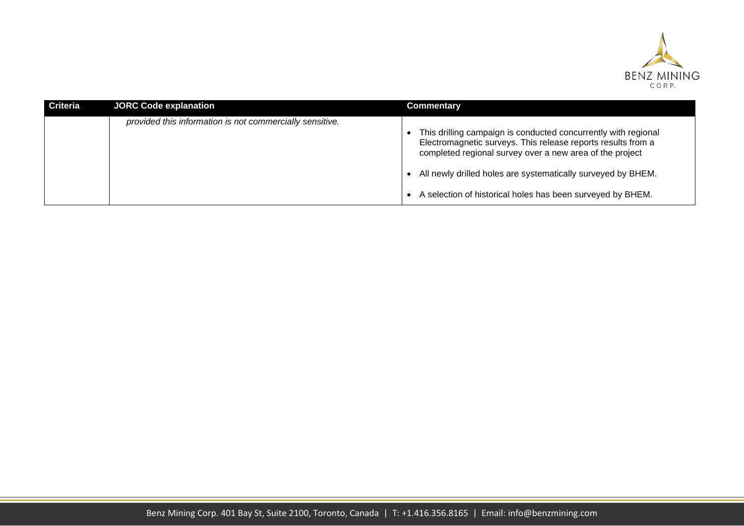| Criteria | JORC Code explanation | Commentary |
|---|---|---|
| | *provided this information is not commercially sensitive.* | • This drilling campaign is conducted concurrently with regional Electromagnetic surveys. This release reports results from a completed regional survey over a new area of the project<br>• All newly drilled holes are systematically surveyed by BHEM.<br>• A selection of historical holes has been surveyed by BHEM. |